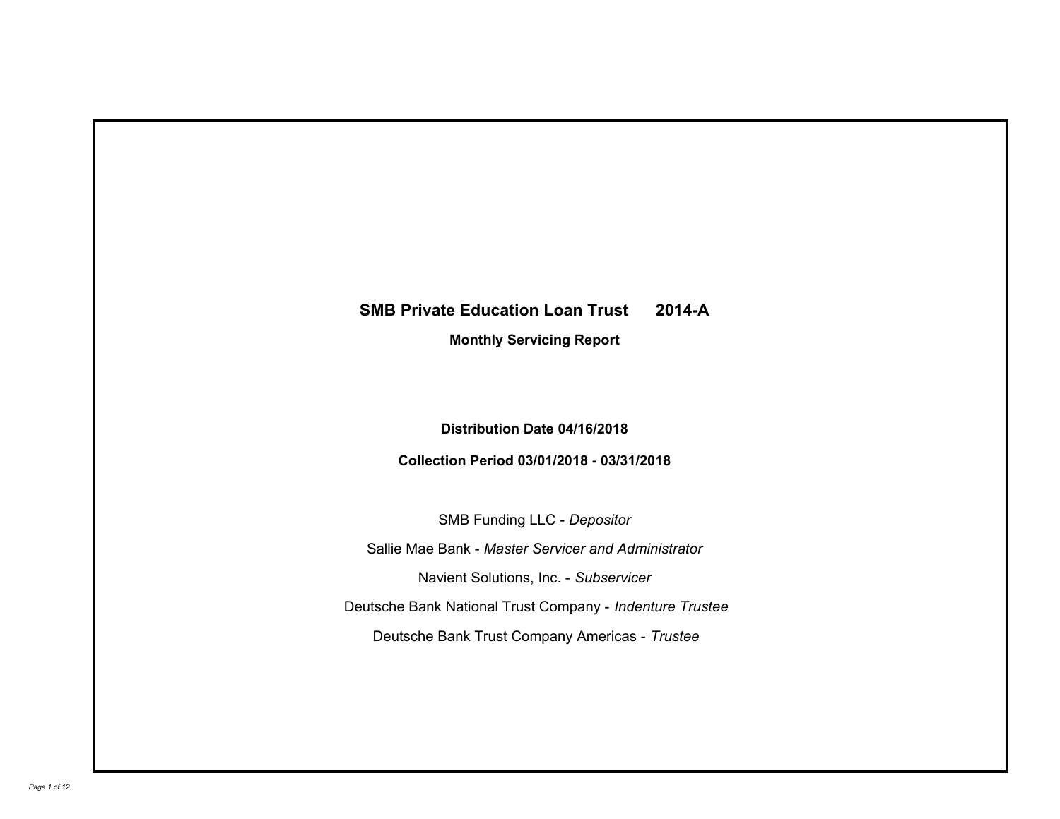# SMB Private Education Loan Trust 2014-A

**Monthly Servicing Report**

**Distribution Date 04/16/2018**

**Collection Period 03/01/2018 - 03/31/2018**

SMB Funding LLC - *Depositor*

Sallie Mae Bank - *Master Servicer and Administrator*

Navient Solutions, Inc. - *Subservicer*

Deutsche Bank National Trust Company - *Indenture Trustee*

Deutsche Bank Trust Company Americas - *Trustee*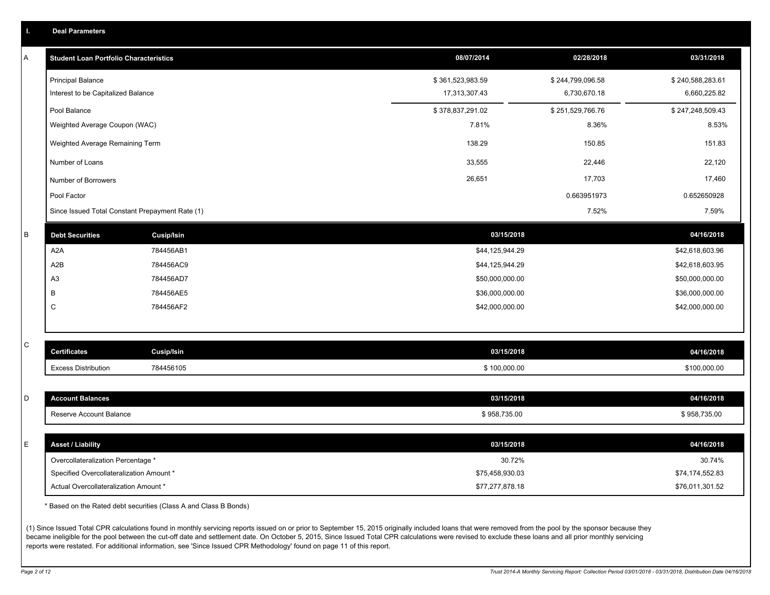## I. Deal Parameters

### A

| Student Loan Portfolio Characteristics | 08/07/2014 | 02/28/2018 | 03/31/2018 |
|---|---|---|---|
| Principal Balance | $ 361,523,983.59 | $ 244,799,096.58 | $ 240,588,283.61 |
| Interest to be Capitalized Balance | 17,313,307.43 | 6,730,670.18 | 6,660,225.82 |
| Pool Balance | $ 378,837,291.02 | $ 251,529,766.76 | $ 247,248,509.43 |
| Weighted Average Coupon (WAC) | 7.81% | 8.36% | 8.53% |
| Weighted Average Remaining Term | 138.29 | 150.85 | 151.83 |
| Number of Loans | 33,555 | 22,446 | 22,120 |
| Number of Borrowers | 26,651 | 17,703 | 17,460 |
| Pool Factor | | 0.663951973 | 0.652650928 |
| Since Issued Total Constant Prepayment Rate (1) | | 7.52% | 7.59% |

### B

| Debt Securities | Cusip/Isin | 03/15/2018 | 04/16/2018 |
|---|---|---|---|
| A2A | 784456AB1 | $44,125,944.29 | $42,618,603.96 |
| A2B | 784456AC9 | $44,125,944.29 | $42,618,603.95 |
| A3 | 784456AD7 | $50,000,000.00 | $50,000,000.00 |
| B | 784456AE5 | $36,000,000.00 | $36,000,000.00 |
| C | 784456AF2 | $42,000,000.00 | $42,000,000.00 |

### C

| Certificates | Cusip/Isin | 03/15/2018 | 04/16/2018 |
|---|---|---|---|
| Excess Distribution | 784456105 | $ 100,000.00 | $100,000.00 |

### D

| Account Balances | 03/15/2018 | 04/16/2018 |
|---|---|---|
| Reserve Account Balance | $ 958,735.00 | $ 958,735.00 |

### E

| Asset / Liability | 03/15/2018 | 04/16/2018 |
|---|---|---|
| Overcollateralization Percentage * | 30.72% | 30.74% |
| Specified Overcollateralization Amount * | $75,458,930.03 | $74,174,552.83 |
| Actual Overcollateralization Amount * | $77,277,878.18 | $76,011,301.52 |

* Based on the Rated debt securities (Class A and Class B Bonds)

(1) Since Issued Total CPR calculations found in monthly servicing reports issued on or prior to September 15, 2015 originally included loans that were removed from the pool by the sponsor because they became ineligible for the pool between the cut-off date and settlement date. On October 5, 2015, Since Issued Total CPR calculations were revised to exclude these loans and all prior monthly servicing reports were restated. For additional information, see 'Since Issued CPR Methodology' found on page 11 of this report.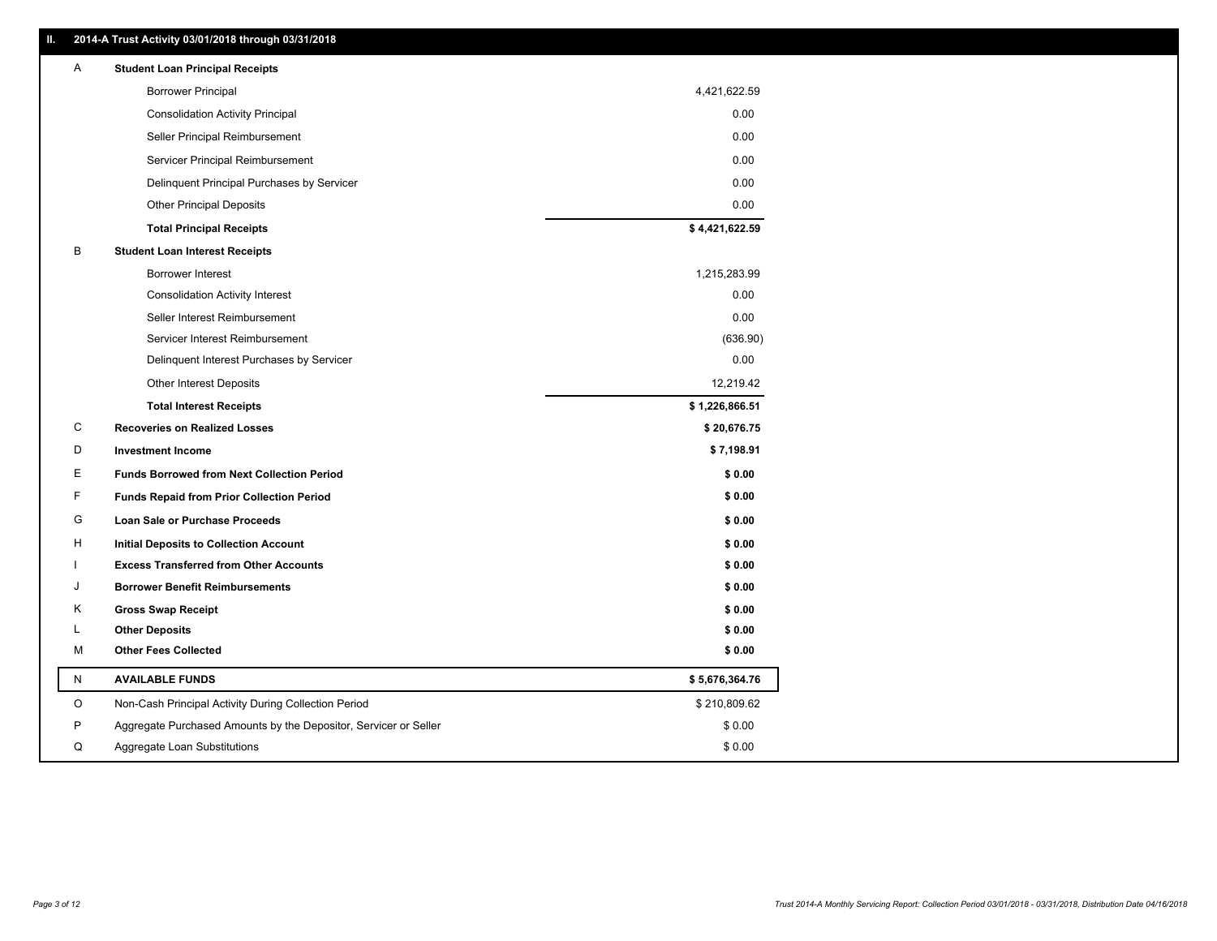## II. 2014-A Trust Activity 03/01/2018 through 03/31/2018

| | | |
|---|---|---|
| A | **Student Loan Principal Receipts** | |
| | Borrower Principal | 4,421,622.59 |
| | Consolidation Activity Principal | 0.00 |
| | Seller Principal Reimbursement | 0.00 |
| | Servicer Principal Reimbursement | 0.00 |
| | Delinquent Principal Purchases by Servicer | 0.00 |
| | Other Principal Deposits | 0.00 |
| | **Total Principal Receipts** | **$ 4,421,622.59** |
| B | **Student Loan Interest Receipts** | |
| | Borrower Interest | 1,215,283.99 |
| | Consolidation Activity Interest | 0.00 |
| | Seller Interest Reimbursement | 0.00 |
| | Servicer Interest Reimbursement | (636.90) |
| | Delinquent Interest Purchases by Servicer | 0.00 |
| | Other Interest Deposits | 12,219.42 |
| | **Total Interest Receipts** | **$ 1,226,866.51** |
| C | **Recoveries on Realized Losses** | **$ 20,676.75** |
| D | **Investment Income** | **$ 7,198.91** |
| E | **Funds Borrowed from Next Collection Period** | **$ 0.00** |
| F | **Funds Repaid from Prior Collection Period** | **$ 0.00** |
| G | **Loan Sale or Purchase Proceeds** | **$ 0.00** |
| H | **Initial Deposits to Collection Account** | **$ 0.00** |
| I | **Excess Transferred from Other Accounts** | **$ 0.00** |
| J | **Borrower Benefit Reimbursements** | **$ 0.00** |
| K | **Gross Swap Receipt** | **$ 0.00** |
| L | **Other Deposits** | **$ 0.00** |
| M | **Other Fees Collected** | **$ 0.00** |
| N | **AVAILABLE FUNDS** | **$ 5,676,364.76** |
| O | Non-Cash Principal Activity During Collection Period | $ 210,809.62 |
| P | Aggregate Purchased Amounts by the Depositor, Servicer or Seller | $ 0.00 |
| Q | Aggregate Loan Substitutions | $ 0.00 |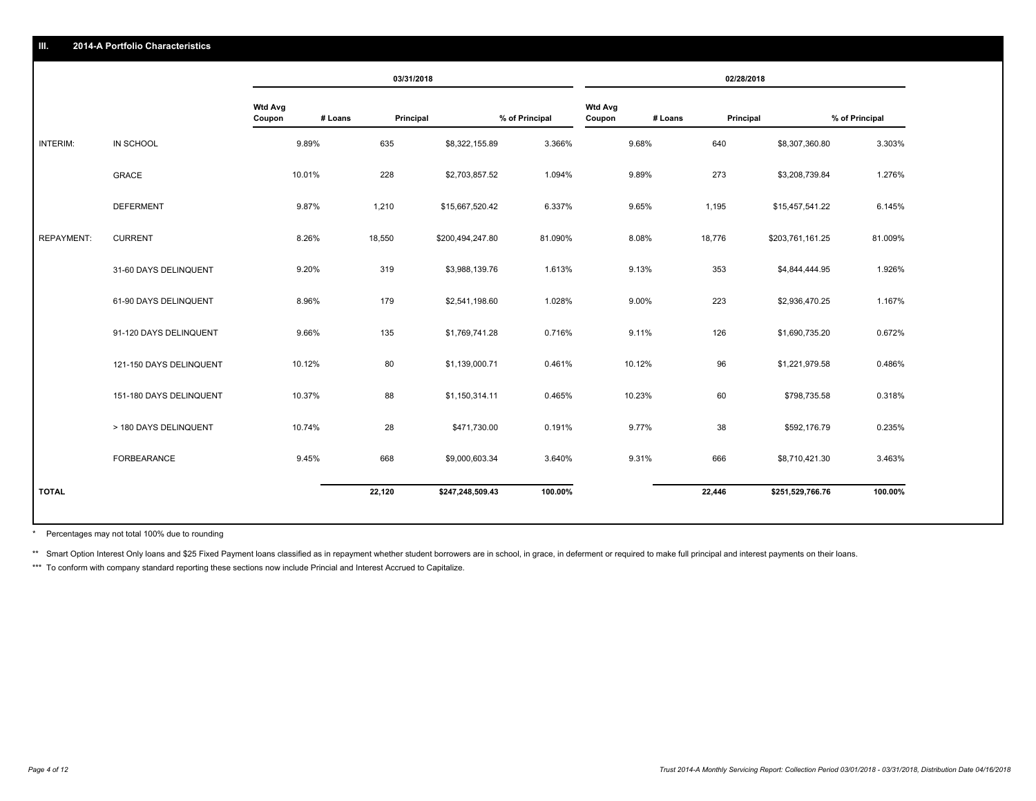## III. 2014-A Portfolio Characteristics

| | | 03/31/2018 | | | | 02/28/2018 | | | |
|---|---|---|---|---|---|---|---|---|---|
| | | Wtd Avg Coupon | # Loans | Principal | % of Principal | Wtd Avg Coupon | # Loans | Principal | % of Principal |
| INTERIM: | IN SCHOOL | 9.89% | 635 | $8,322,155.89 | 3.366% | 9.68% | 640 | $8,307,360.80 | 3.303% |
| | GRACE | 10.01% | 228 | $2,703,857.52 | 1.094% | 9.89% | 273 | $3,208,739.84 | 1.276% |
| | DEFERMENT | 9.87% | 1,210 | $15,667,520.42 | 6.337% | 9.65% | 1,195 | $15,457,541.22 | 6.145% |
| REPAYMENT: | CURRENT | 8.26% | 18,550 | $200,494,247.80 | 81.090% | 8.08% | 18,776 | $203,761,161.25 | 81.009% |
| | 31-60 DAYS DELINQUENT | 9.20% | 319 | $3,988,139.76 | 1.613% | 9.13% | 353 | $4,844,444.95 | 1.926% |
| | 61-90 DAYS DELINQUENT | 8.96% | 179 | $2,541,198.60 | 1.028% | 9.00% | 223 | $2,936,470.25 | 1.167% |
| | 91-120 DAYS DELINQUENT | 9.66% | 135 | $1,769,741.28 | 0.716% | 9.11% | 126 | $1,690,735.20 | 0.672% |
| | 121-150 DAYS DELINQUENT | 10.12% | 80 | $1,139,000.71 | 0.461% | 10.12% | 96 | $1,221,979.58 | 0.486% |
| | 151-180 DAYS DELINQUENT | 10.37% | 88 | $1,150,314.11 | 0.465% | 10.23% | 60 | $798,735.58 | 0.318% |
| | > 180 DAYS DELINQUENT | 10.74% | 28 | $471,730.00 | 0.191% | 9.77% | 38 | $592,176.79 | 0.235% |
| | FORBEARANCE | 9.45% | 668 | $9,000,603.34 | 3.640% | 9.31% | 666 | $8,710,421.30 | 3.463% |
| **TOTAL** | | | **22,120** | **$247,248,509.43** | **100.00%** | | **22,446** | **$251,529,766.76** | **100.00%** |

\* Percentages may not total 100% due to rounding

** Smart Option Interest Only loans and $25 Fixed Payment loans classified as in repayment whether student borrowers are in school, in grace, in deferment or required to make full principal and interest payments on their loans.

*** To conform with company standard reporting these sections now include Princial and Interest Accrued to Capitalize.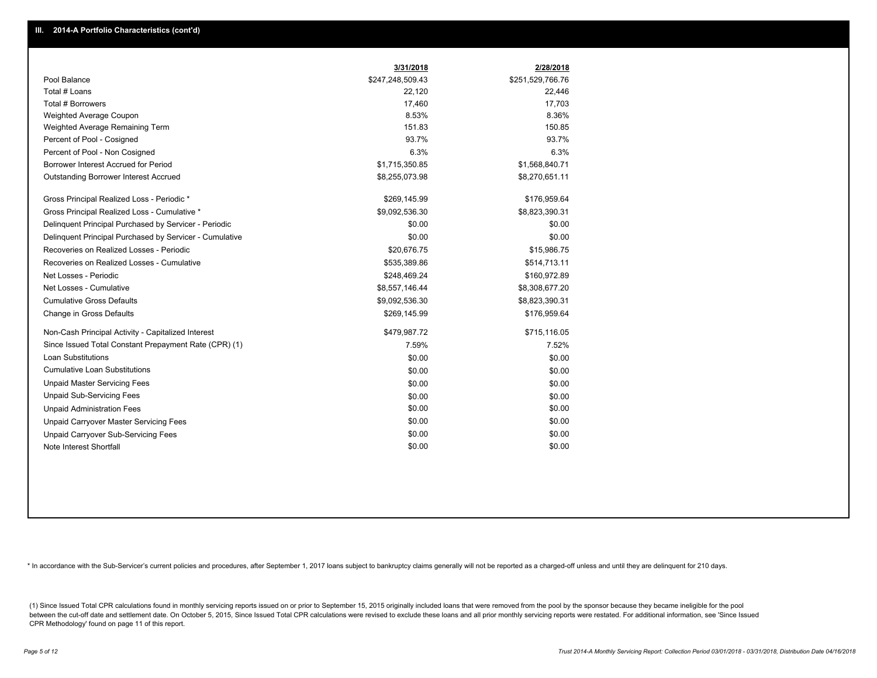## III. 2014-A Portfolio Characteristics (cont'd)

| | 3/31/2018 | 2/28/2018 |
|---|---|---|
| Pool Balance | $247,248,509.43 | $251,529,766.76 |
| Total # Loans | 22,120 | 22,446 |
| Total # Borrowers | 17,460 | 17,703 |
| Weighted Average Coupon | 8.53% | 8.36% |
| Weighted Average Remaining Term | 151.83 | 150.85 |
| Percent of Pool - Cosigned | 93.7% | 93.7% |
| Percent of Pool - Non Cosigned | 6.3% | 6.3% |
| Borrower Interest Accrued for Period | $1,715,350.85 | $1,568,840.71 |
| Outstanding Borrower Interest Accrued | $8,255,073.98 | $8,270,651.11 |
| Gross Principal Realized Loss - Periodic * | $269,145.99 | $176,959.64 |
| Gross Principal Realized Loss - Cumulative * | $9,092,536.30 | $8,823,390.31 |
| Delinquent Principal Purchased by Servicer - Periodic | $0.00 | $0.00 |
| Delinquent Principal Purchased by Servicer - Cumulative | $0.00 | $0.00 |
| Recoveries on Realized Losses - Periodic | $20,676.75 | $15,986.75 |
| Recoveries on Realized Losses - Cumulative | $535,389.86 | $514,713.11 |
| Net Losses - Periodic | $248,469.24 | $160,972.89 |
| Net Losses - Cumulative | $8,557,146.44 | $8,308,677.20 |
| Cumulative Gross Defaults | $9,092,536.30 | $8,823,390.31 |
| Change in Gross Defaults | $269,145.99 | $176,959.64 |
| Non-Cash Principal Activity - Capitalized Interest | $479,987.72 | $715,116.05 |
| Since Issued Total Constant Prepayment Rate (CPR) (1) | 7.59% | 7.52% |
| Loan Substitutions | $0.00 | $0.00 |
| Cumulative Loan Substitutions | $0.00 | $0.00 |
| Unpaid Master Servicing Fees | $0.00 | $0.00 |
| Unpaid Sub-Servicing Fees | $0.00 | $0.00 |
| Unpaid Administration Fees | $0.00 | $0.00 |
| Unpaid Carryover Master Servicing Fees | $0.00 | $0.00 |
| Unpaid Carryover Sub-Servicing Fees | $0.00 | $0.00 |
| Note Interest Shortfall | $0.00 | $0.00 |

* In accordance with the Sub-Servicer's current policies and procedures, after September 1, 2017 loans subject to bankruptcy claims generally will not be reported as a charged-off unless and until they are delinquent for 210 days.

(1) Since Issued Total CPR calculations found in monthly servicing reports issued on or prior to September 15, 2015 originally included loans that were removed from the pool by the sponsor because they became ineligible for the pool between the cut-off date and settlement date. On October 5, 2015, Since Issued Total CPR calculations were revised to exclude these loans and all prior monthly servicing reports were restated. For additional information, see 'Since Issued CPR Methodology' found on page 11 of this report.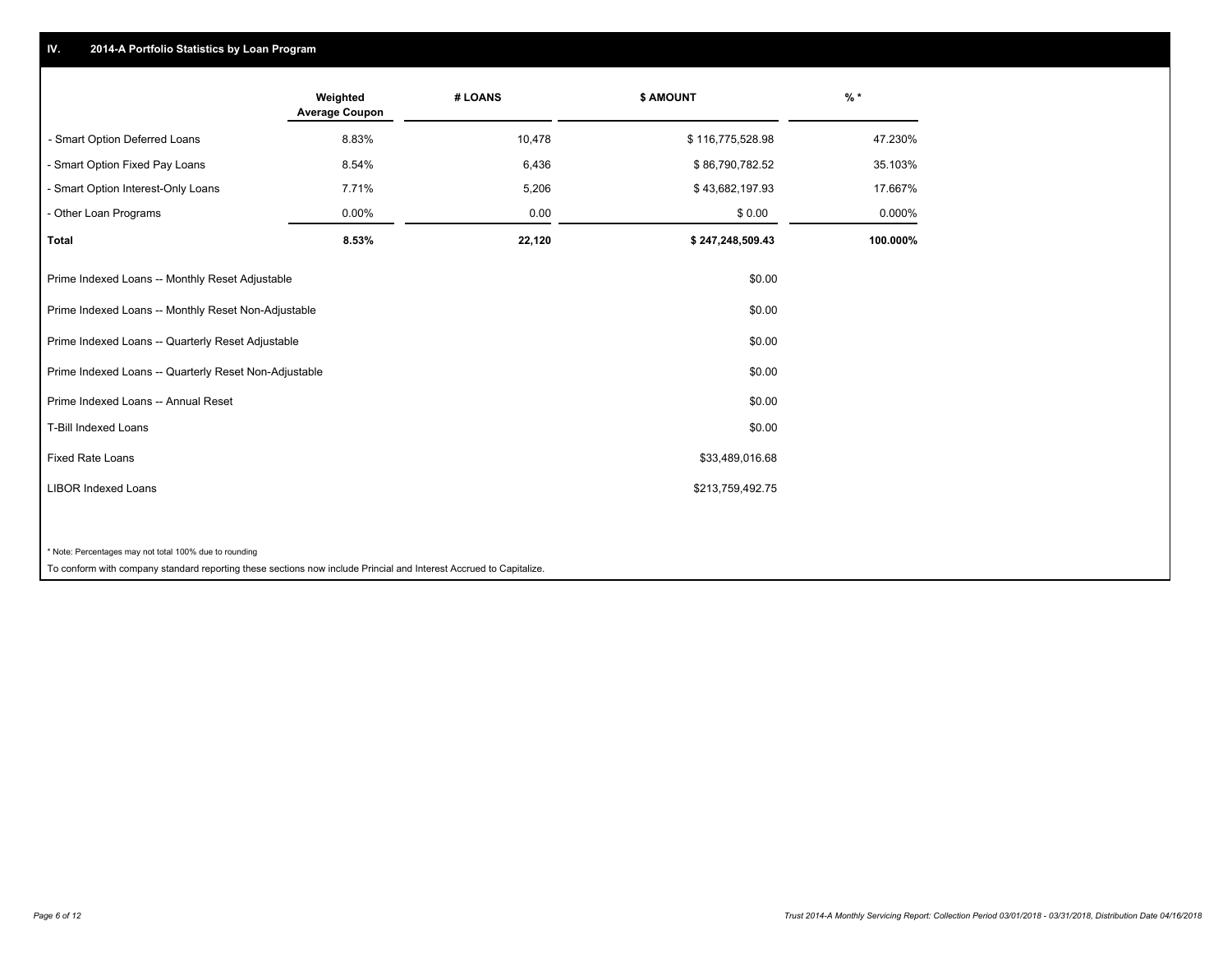## IV. 2014-A Portfolio Statistics by Loan Program

| | Weighted Average Coupon | # LOANS | $ AMOUNT | % * |
|---|---|---|---|---|
| - Smart Option Deferred Loans | 8.83% | 10,478 | $ 116,775,528.98 | 47.230% |
| - Smart Option Fixed Pay Loans | 8.54% | 6,436 | $ 86,790,782.52 | 35.103% |
| - Smart Option Interest-Only Loans | 7.71% | 5,206 | $ 43,682,197.93 | 17.667% |
| - Other Loan Programs | 0.00% | 0.00 | $ 0.00 | 0.000% |
| **Total** | **8.53%** | **22,120** | **$ 247,248,509.43** | **100.000%** |

| | |
|---|---|
| Prime Indexed Loans -- Monthly Reset Adjustable | $0.00 |
| Prime Indexed Loans -- Monthly Reset Non-Adjustable | $0.00 |
| Prime Indexed Loans -- Quarterly Reset Adjustable | $0.00 |
| Prime Indexed Loans -- Quarterly Reset Non-Adjustable | $0.00 |
| Prime Indexed Loans -- Annual Reset | $0.00 |
| T-Bill Indexed Loans | $0.00 |
| Fixed Rate Loans | $33,489,016.68 |
| LIBOR Indexed Loans | $213,759,492.75 |

* Note: Percentages may not total 100% due to rounding

To conform with company standard reporting these sections now include Princial and Interest Accrued to Capitalize.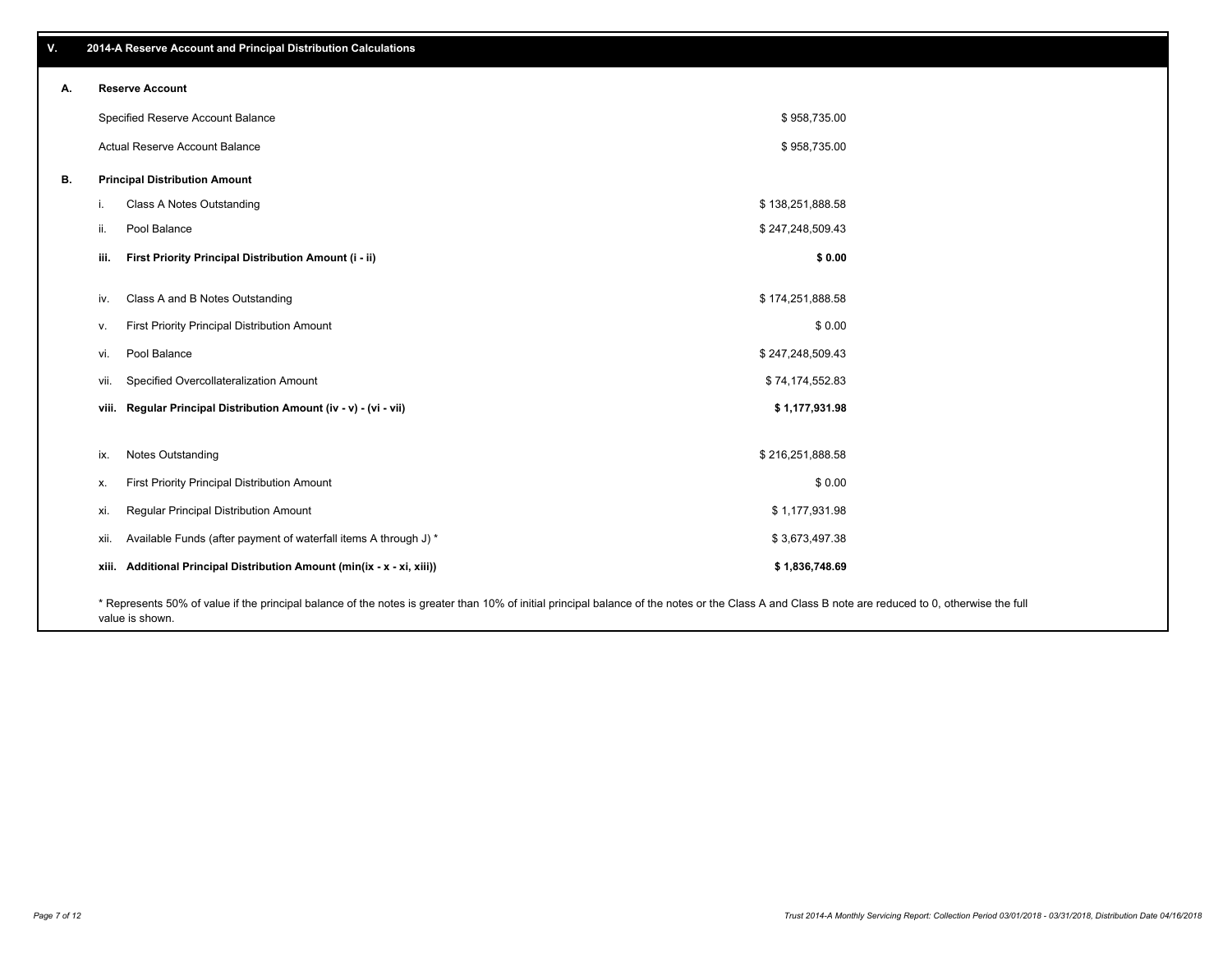## V. 2014-A Reserve Account and Principal Distribution Calculations

### A. Reserve Account

| | |
|---|---|
| Specified Reserve Account Balance | $ 958,735.00 |
| Actual Reserve Account Balance | $ 958,735.00 |

### B. Principal Distribution Amount

| | | |
|---|---|---|
| i. | Class A Notes Outstanding | $ 138,251,888.58 |
| ii. | Pool Balance | $ 247,248,509.43 |
| **iii.** | **First Priority Principal Distribution Amount (i - ii)** | **$ 0.00** |
| iv. | Class A and B Notes Outstanding | $ 174,251,888.58 |
| v. | First Priority Principal Distribution Amount | $ 0.00 |
| vi. | Pool Balance | $ 247,248,509.43 |
| vii. | Specified Overcollateralization Amount | $ 74,174,552.83 |
| **viii.** | **Regular Principal Distribution Amount (iv - v) - (vi - vii)** | **$ 1,177,931.98** |
| ix. | Notes Outstanding | $ 216,251,888.58 |
| x. | First Priority Principal Distribution Amount | $ 0.00 |
| xi. | Regular Principal Distribution Amount | $ 1,177,931.98 |
| xii. | Available Funds (after payment of waterfall items A through J) * | $ 3,673,497.38 |
| **xiii.** | **Additional Principal Distribution Amount (min(ix - x - xi, xiii))** | **$ 1,836,748.69** |

* Represents 50% of value if the principal balance of the notes is greater than 10% of initial principal balance of the notes or the Class A and Class B note are reduced to 0, otherwise the full value is shown.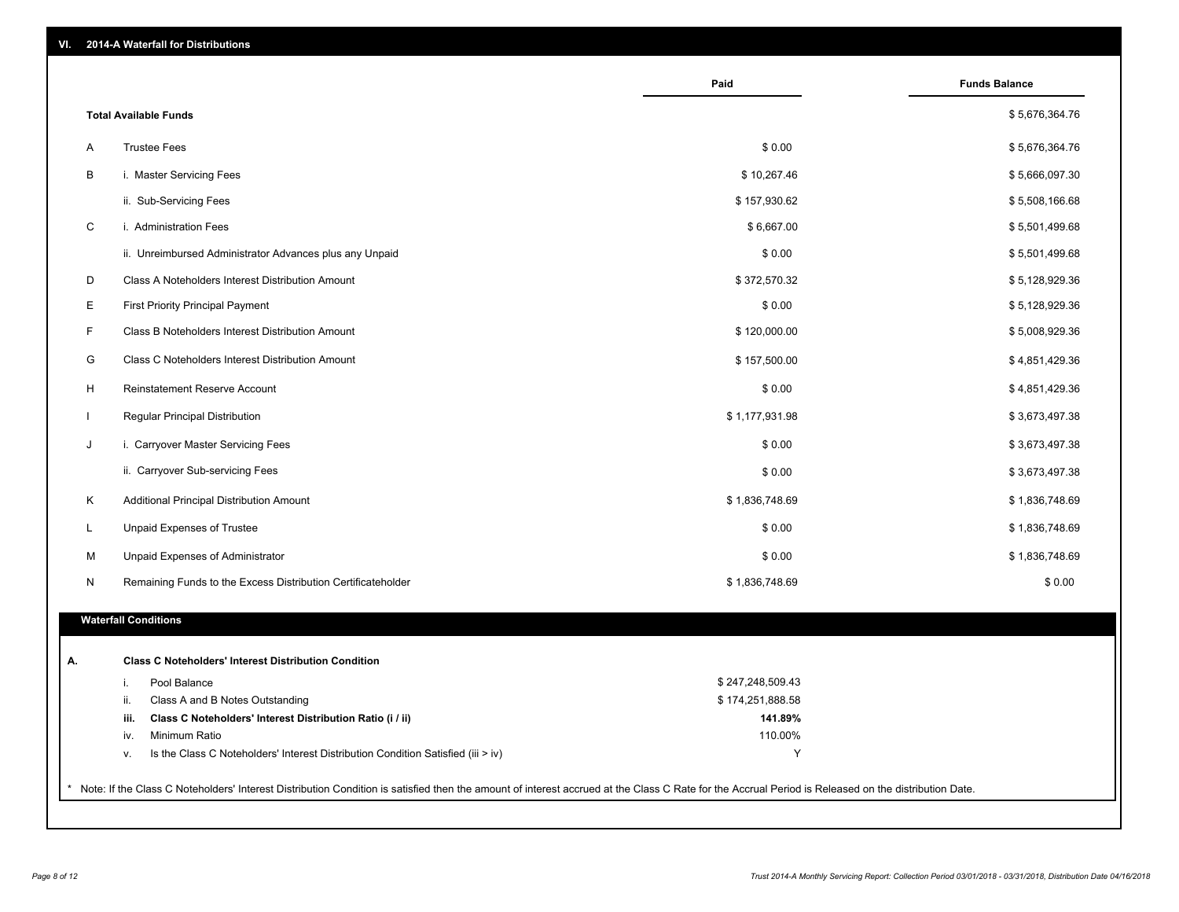## VI. 2014-A Waterfall for Distributions

| | | Paid | Funds Balance |
|---|---|---|---|
| | **Total Available Funds** | | $ 5,676,364.76 |
| A | Trustee Fees | $ 0.00 | $ 5,676,364.76 |
| B | i. Master Servicing Fees | $ 10,267.46 | $ 5,666,097.30 |
| | ii. Sub-Servicing Fees | $ 157,930.62 | $ 5,508,166.68 |
| C | i. Administration Fees | $ 6,667.00 | $ 5,501,499.68 |
| | ii. Unreimbursed Administrator Advances plus any Unpaid | $ 0.00 | $ 5,501,499.68 |
| D | Class A Noteholders Interest Distribution Amount | $ 372,570.32 | $ 5,128,929.36 |
| E | First Priority Principal Payment | $ 0.00 | $ 5,128,929.36 |
| F | Class B Noteholders Interest Distribution Amount | $ 120,000.00 | $ 5,008,929.36 |
| G | Class C Noteholders Interest Distribution Amount | $ 157,500.00 | $ 4,851,429.36 |
| H | Reinstatement Reserve Account | $ 0.00 | $ 4,851,429.36 |
| I | Regular Principal Distribution | $ 1,177,931.98 | $ 3,673,497.38 |
| J | i. Carryover Master Servicing Fees | $ 0.00 | $ 3,673,497.38 |
| | ii. Carryover Sub-servicing Fees | $ 0.00 | $ 3,673,497.38 |
| K | Additional Principal Distribution Amount | $ 1,836,748.69 | $ 1,836,748.69 |
| L | Unpaid Expenses of Trustee | $ 0.00 | $ 1,836,748.69 |
| M | Unpaid Expenses of Administrator | $ 0.00 | $ 1,836,748.69 |
| N | Remaining Funds to the Excess Distribution Certificateholder | $ 1,836,748.69 | $ 0.00 |

### Waterfall Conditions

**A. Class C Noteholders' Interest Distribution Condition**

| | | |
|---|---|---|
| i. | Pool Balance | $ 247,248,509.43 |
| ii. | Class A and B Notes Outstanding | $ 174,251,888.58 |
| **iii.** | **Class C Noteholders' Interest Distribution Ratio (i / ii)** | **141.89%** |
| iv. | Minimum Ratio | 110.00% |
| v. | Is the Class C Noteholders' Interest Distribution Condition Satisfied (iii > iv) | Y |

* Note: If the Class C Noteholders' Interest Distribution Condition is satisfied then the amount of interest accrued at the Class C Rate for the Accrual Period is Released on the distribution Date.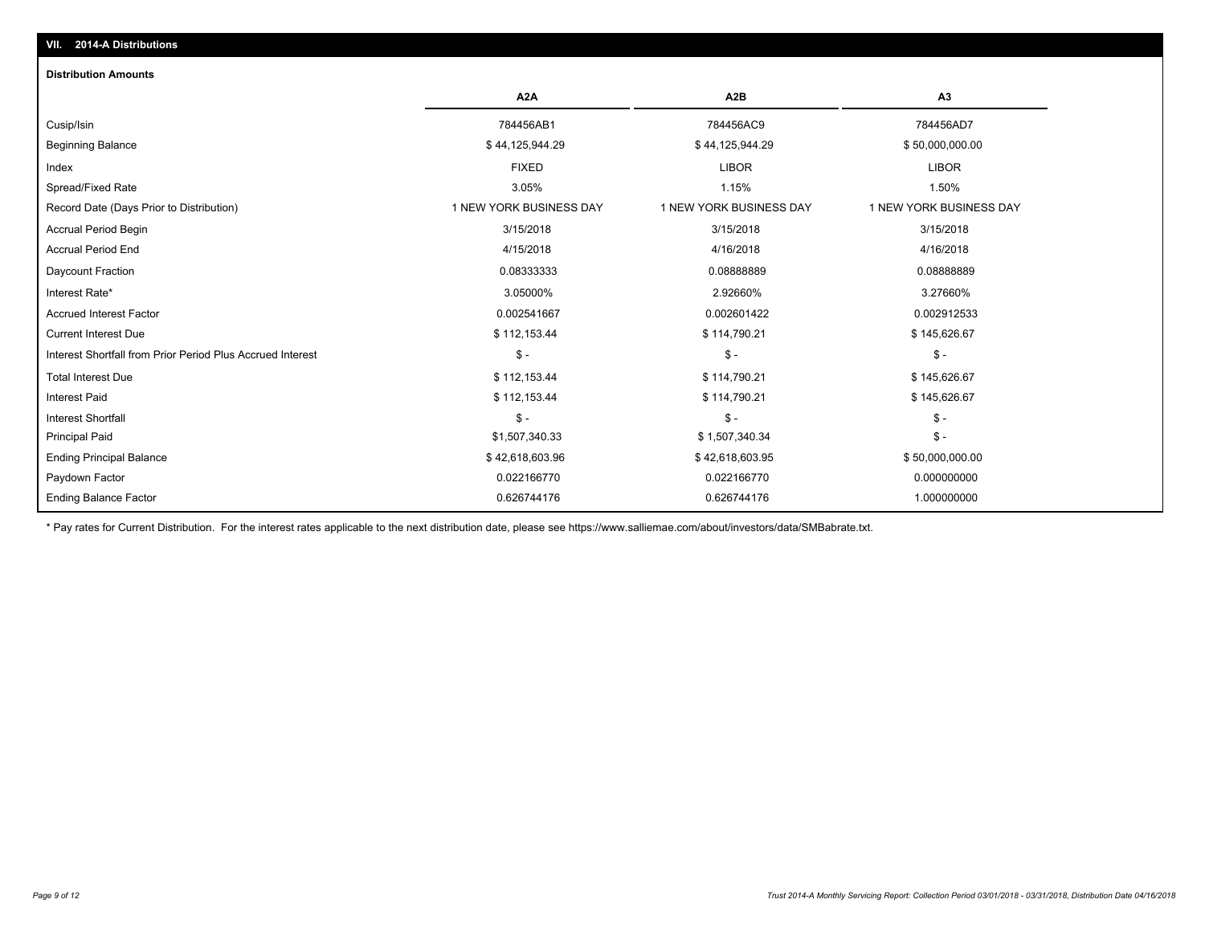## VII. 2014-A Distributions

### Distribution Amounts

| | A2A | A2B | A3 |
|---|---|---|---|
| Cusip/Isin | 784456AB1 | 784456AC9 | 784456AD7 |
| Beginning Balance | $ 44,125,944.29 | $ 44,125,944.29 | $ 50,000,000.00 |
| Index | FIXED | LIBOR | LIBOR |
| Spread/Fixed Rate | 3.05% | 1.15% | 1.50% |
| Record Date (Days Prior to Distribution) | 1 NEW YORK BUSINESS DAY | 1 NEW YORK BUSINESS DAY | 1 NEW YORK BUSINESS DAY |
| Accrual Period Begin | 3/15/2018 | 3/15/2018 | 3/15/2018 |
| Accrual Period End | 4/15/2018 | 4/16/2018 | 4/16/2018 |
| Daycount Fraction | 0.08333333 | 0.08888889 | 0.08888889 |
| Interest Rate* | 3.05000% | 2.92660% | 3.27660% |
| Accrued Interest Factor | 0.002541667 | 0.002601422 | 0.002912533 |
| Current Interest Due | $ 112,153.44 | $ 114,790.21 | $ 145,626.67 |
| Interest Shortfall from Prior Period Plus Accrued Interest | $ - | $ - | $ - |
| Total Interest Due | $ 112,153.44 | $ 114,790.21 | $ 145,626.67 |
| Interest Paid | $ 112,153.44 | $ 114,790.21 | $ 145,626.67 |
| Interest Shortfall | $ - | $ - | $ - |
| Principal Paid | $1,507,340.33 | $ 1,507,340.34 | $ - |
| Ending Principal Balance | $ 42,618,603.96 | $ 42,618,603.95 | $ 50,000,000.00 |
| Paydown Factor | 0.022166770 | 0.022166770 | 0.000000000 |
| Ending Balance Factor | 0.626744176 | 0.626744176 | 1.000000000 |

* Pay rates for Current Distribution. For the interest rates applicable to the next distribution date, please see https://www.salliemae.com/about/investors/data/SMBabrate.txt.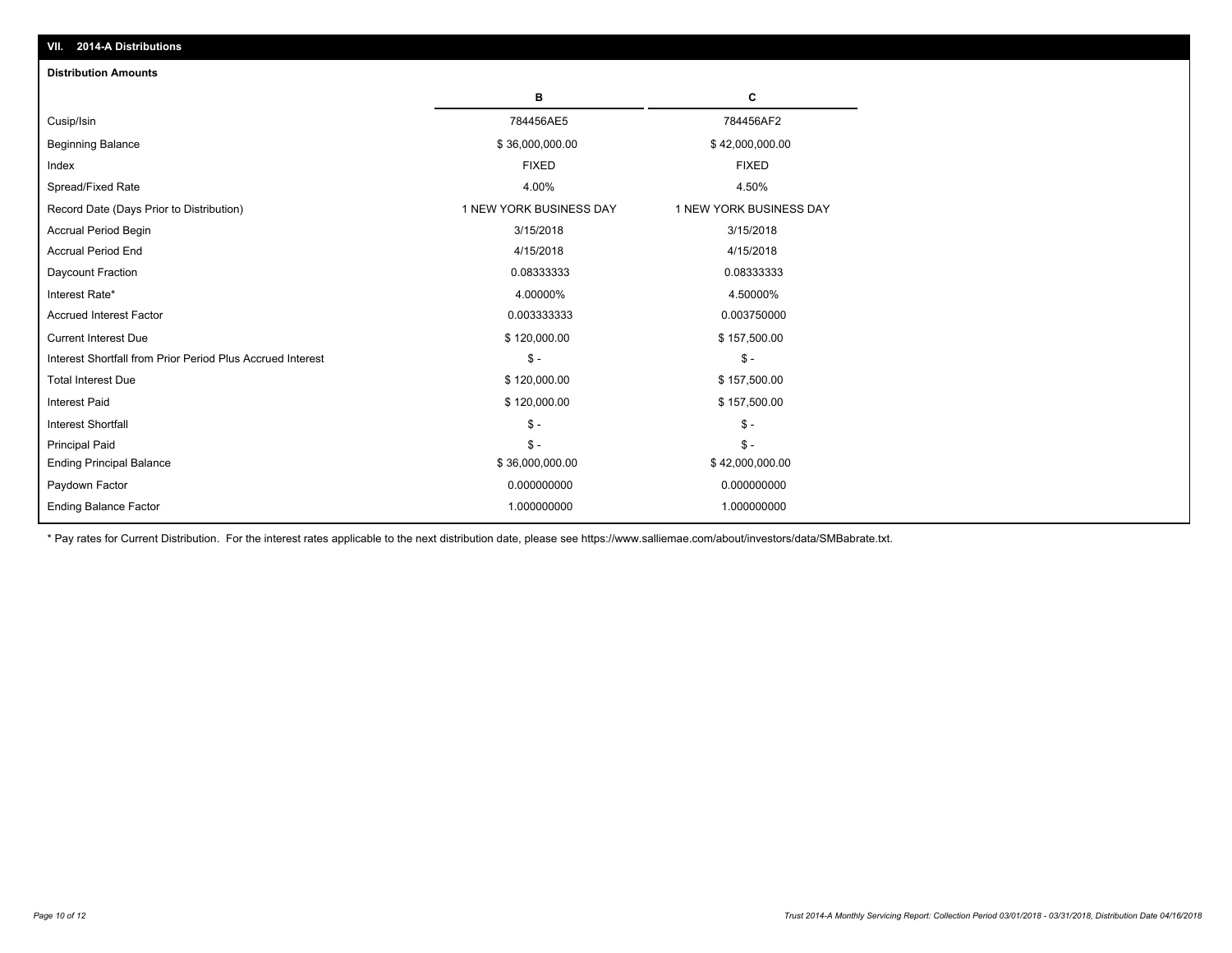## VII. 2014-A Distributions

### Distribution Amounts

| | B | C |
|---|---|---|
| Cusip/Isin | 784456AE5 | 784456AF2 |
| Beginning Balance | $ 36,000,000.00 | $ 42,000,000.00 |
| Index | FIXED | FIXED |
| Spread/Fixed Rate | 4.00% | 4.50% |
| Record Date (Days Prior to Distribution) | 1 NEW YORK BUSINESS DAY | 1 NEW YORK BUSINESS DAY |
| Accrual Period Begin | 3/15/2018 | 3/15/2018 |
| Accrual Period End | 4/15/2018 | 4/15/2018 |
| Daycount Fraction | 0.08333333 | 0.08333333 |
| Interest Rate* | 4.00000% | 4.50000% |
| Accrued Interest Factor | 0.003333333 | 0.003750000 |
| Current Interest Due | $ 120,000.00 | $ 157,500.00 |
| Interest Shortfall from Prior Period Plus Accrued Interest | $ - | $ - |
| Total Interest Due | $ 120,000.00 | $ 157,500.00 |
| Interest Paid | $ 120,000.00 | $ 157,500.00 |
| Interest Shortfall | $ - | $ - |
| Principal Paid | $ - | $ - |
| Ending Principal Balance | $ 36,000,000.00 | $ 42,000,000.00 |
| Paydown Factor | 0.000000000 | 0.000000000 |
| Ending Balance Factor | 1.000000000 | 1.000000000 |

* Pay rates for Current Distribution. For the interest rates applicable to the next distribution date, please see https://www.salliemae.com/about/investors/data/SMBabrate.txt.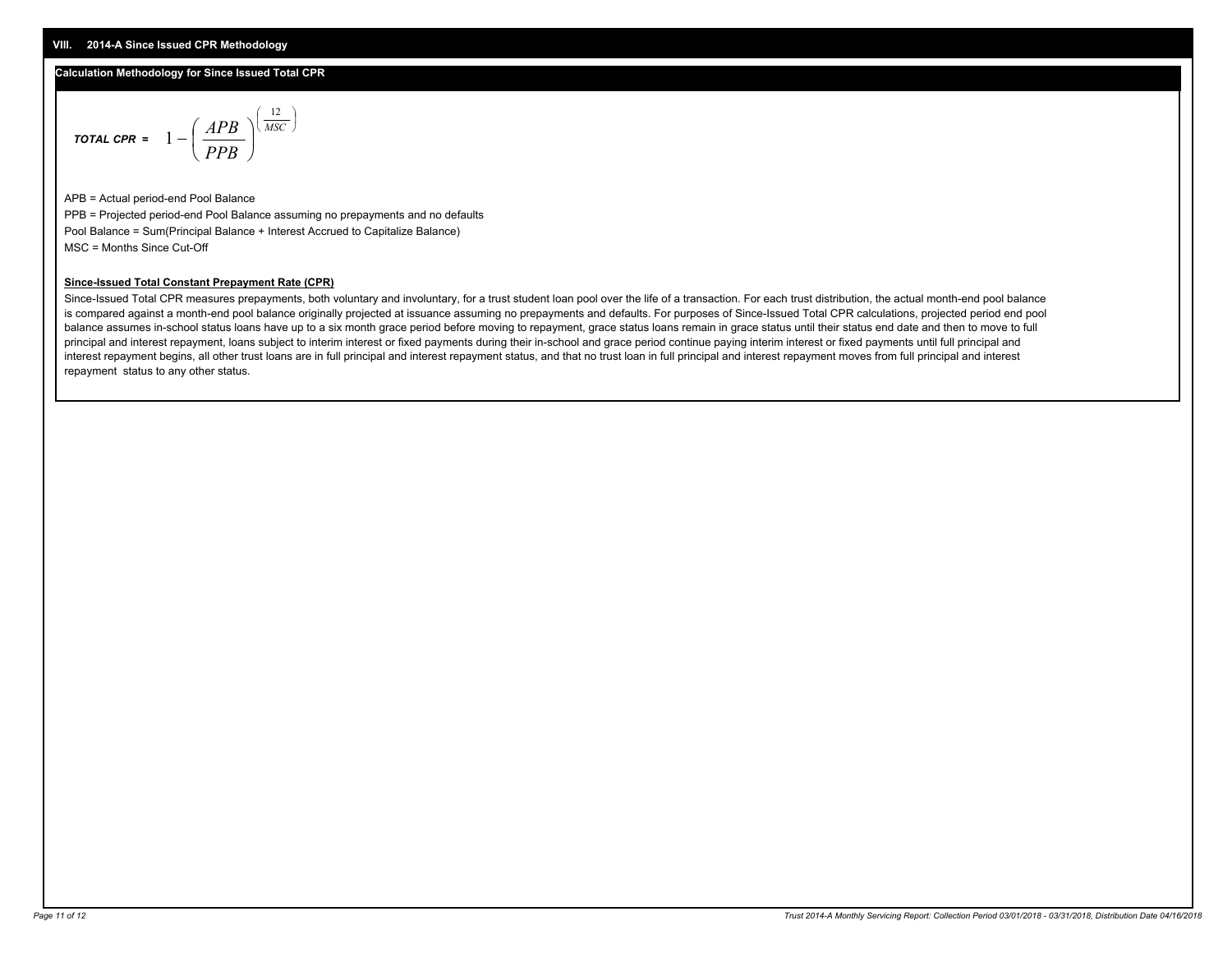## VIII. 2014-A Since Issued CPR Methodology

### Calculation Methodology for Since Issued Total CPR

***TOTAL CPR =*** $1 - \left( \frac{APB}{PPB} \right)^{\left( \frac{12}{MSC} \right)}$

APB = Actual period-end Pool Balance

PPB = Projected period-end Pool Balance assuming no prepayments and no defaults

Pool Balance = Sum(Principal Balance + Interest Accrued to Capitalize Balance)

MSC = Months Since Cut-Off

**Since-Issued Total Constant Prepayment Rate (CPR)**

Since-Issued Total CPR measures prepayments, both voluntary and involuntary, for a trust student loan pool over the life of a transaction. For each trust distribution, the actual month-end pool balance is compared against a month-end pool balance originally projected at issuance assuming no prepayments and defaults. For purposes of Since-Issued Total CPR calculations, projected period end pool balance assumes in-school status loans have up to a six month grace period before moving to repayment, grace status loans remain in grace status until their status end date and then to move to full principal and interest repayment, loans subject to interim interest or fixed payments during their in-school and grace period continue paying interim interest or fixed payments until full principal and interest repayment begins, all other trust loans are in full principal and interest repayment status, and that no trust loan in full principal and interest repayment moves from full principal and interest repayment status to any other status.